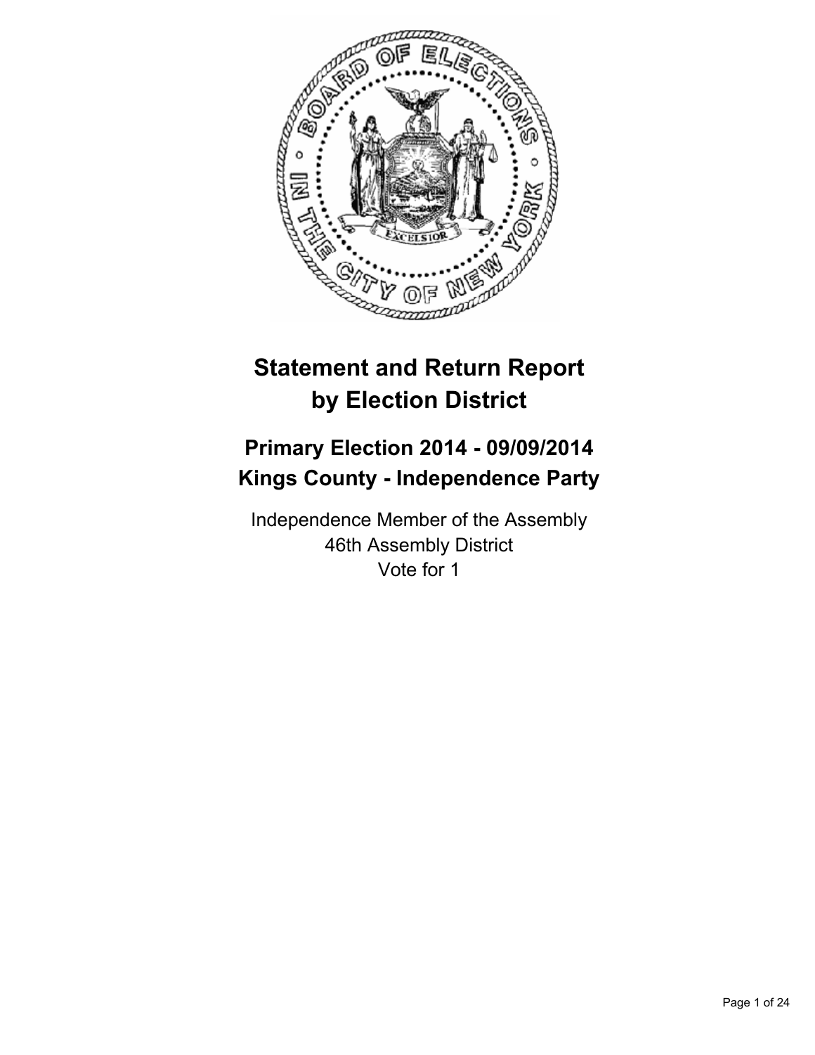# Statement and Return Report by Election District

## Primary Election 2014 - 09/09/2014
## Kings County - Independence Party

Independence Member of the Assembly
46th Assembly District
Vote for 1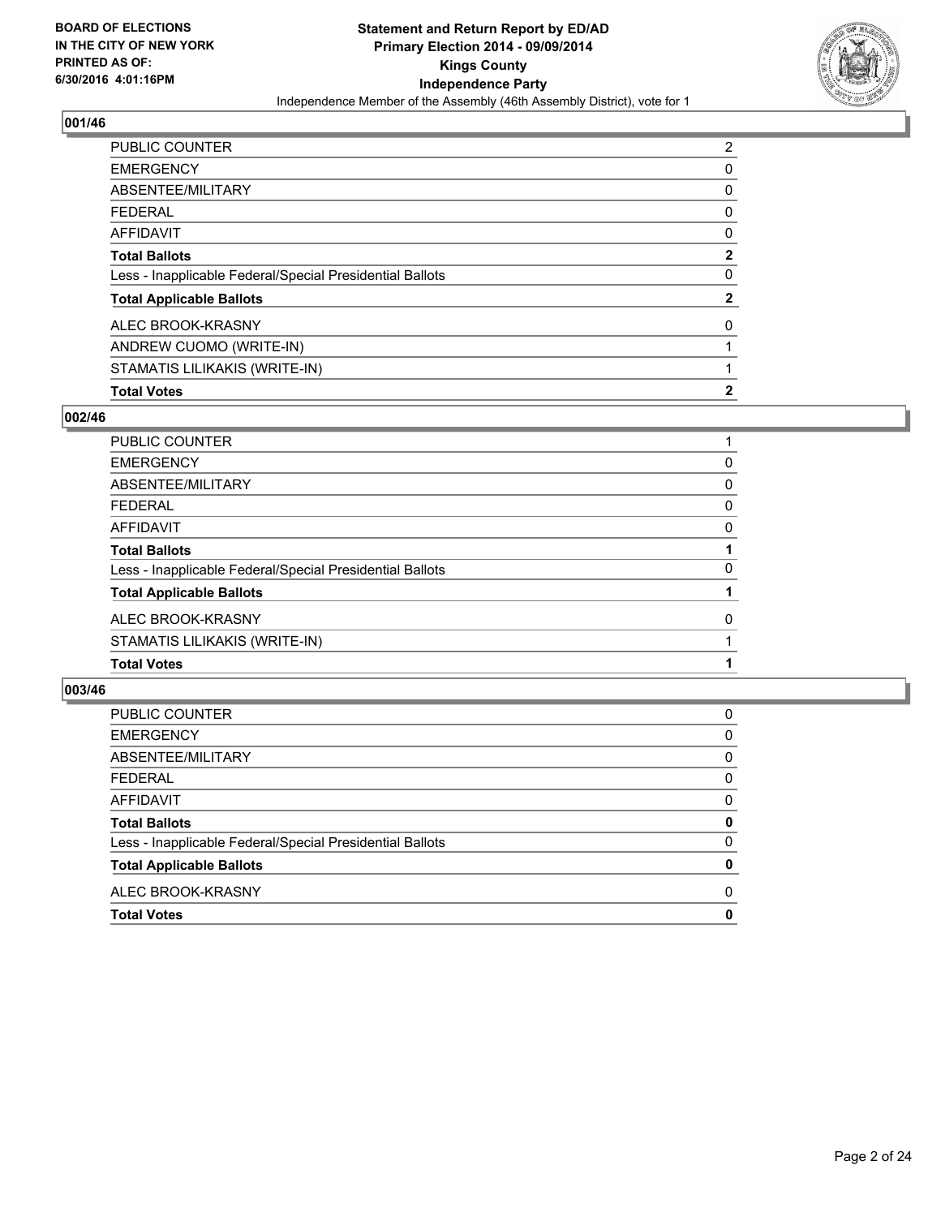BOARD OF ELECTIONS
IN THE CITY OF NEW YORK
PRINTED AS OF:
6/30/2016 4:01:16PM

**Statement and Return Report by ED/AD**
**Primary Election 2014 - 09/09/2014**
**Kings County**
**Independence Party**
Independence Member of the Assembly (46th Assembly District), vote for 1

### 001/46

| | |
|---|---|
| PUBLIC COUNTER | 2 |
| EMERGENCY | 0 |
| ABSENTEE/MILITARY | 0 |
| FEDERAL | 0 |
| AFFIDAVIT | 0 |
| **Total Ballots** | **2** |
| Less - Inapplicable Federal/Special Presidential Ballots | 0 |
| **Total Applicable Ballots** | **2** |
| ALEC BROOK-KRASNY | 0 |
| ANDREW CUOMO (WRITE-IN) | 1 |
| STAMATIS LILIKAKIS (WRITE-IN) | 1 |
| **Total Votes** | **2** |

### 002/46

| | |
|---|---|
| PUBLIC COUNTER | 1 |
| EMERGENCY | 0 |
| ABSENTEE/MILITARY | 0 |
| FEDERAL | 0 |
| AFFIDAVIT | 0 |
| **Total Ballots** | **1** |
| Less - Inapplicable Federal/Special Presidential Ballots | 0 |
| **Total Applicable Ballots** | **1** |
| ALEC BROOK-KRASNY | 0 |
| STAMATIS LILIKAKIS (WRITE-IN) | 1 |
| **Total Votes** | **1** |

### 003/46

| | |
|---|---|
| PUBLIC COUNTER | 0 |
| EMERGENCY | 0 |
| ABSENTEE/MILITARY | 0 |
| FEDERAL | 0 |
| AFFIDAVIT | 0 |
| **Total Ballots** | **0** |
| Less - Inapplicable Federal/Special Presidential Ballots | 0 |
| **Total Applicable Ballots** | **0** |
| ALEC BROOK-KRASNY | 0 |
| **Total Votes** | **0** |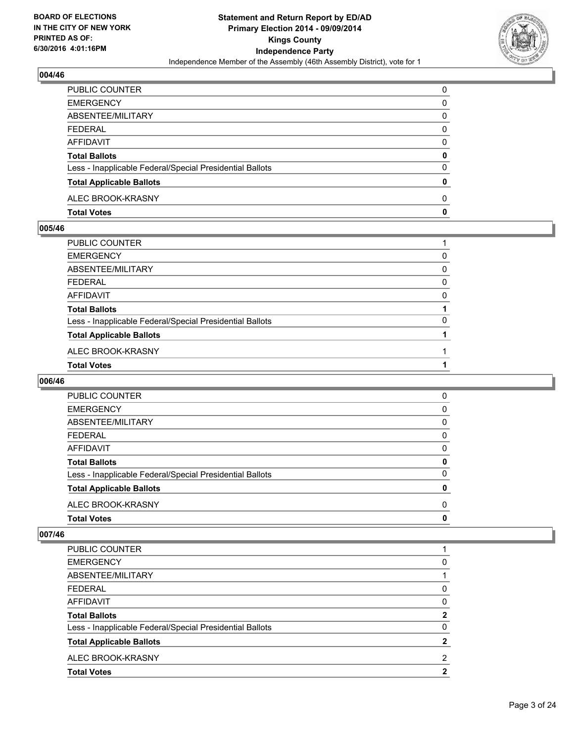## 004/46

| | |
|---|---|
| PUBLIC COUNTER | 0 |
| EMERGENCY | 0 |
| ABSENTEE/MILITARY | 0 |
| FEDERAL | 0 |
| AFFIDAVIT | 0 |
| **Total Ballots** | **0** |
| Less - Inapplicable Federal/Special Presidential Ballots | 0 |
| **Total Applicable Ballots** | **0** |
| ALEC BROOK-KRASNY | 0 |
| **Total Votes** | **0** |

## 005/46

| | |
|---|---|
| PUBLIC COUNTER | 1 |
| EMERGENCY | 0 |
| ABSENTEE/MILITARY | 0 |
| FEDERAL | 0 |
| AFFIDAVIT | 0 |
| **Total Ballots** | **1** |
| Less - Inapplicable Federal/Special Presidential Ballots | 0 |
| **Total Applicable Ballots** | **1** |
| ALEC BROOK-KRASNY | 1 |
| **Total Votes** | **1** |

## 006/46

| | |
|---|---|
| PUBLIC COUNTER | 0 |
| EMERGENCY | 0 |
| ABSENTEE/MILITARY | 0 |
| FEDERAL | 0 |
| AFFIDAVIT | 0 |
| **Total Ballots** | **0** |
| Less - Inapplicable Federal/Special Presidential Ballots | 0 |
| **Total Applicable Ballots** | **0** |
| ALEC BROOK-KRASNY | 0 |
| **Total Votes** | **0** |

## 007/46

| | |
|---|---|
| PUBLIC COUNTER | 1 |
| EMERGENCY | 0 |
| ABSENTEE/MILITARY | 1 |
| FEDERAL | 0 |
| AFFIDAVIT | 0 |
| **Total Ballots** | **2** |
| Less - Inapplicable Federal/Special Presidential Ballots | 0 |
| **Total Applicable Ballots** | **2** |
| ALEC BROOK-KRASNY | 2 |
| **Total Votes** | **2** |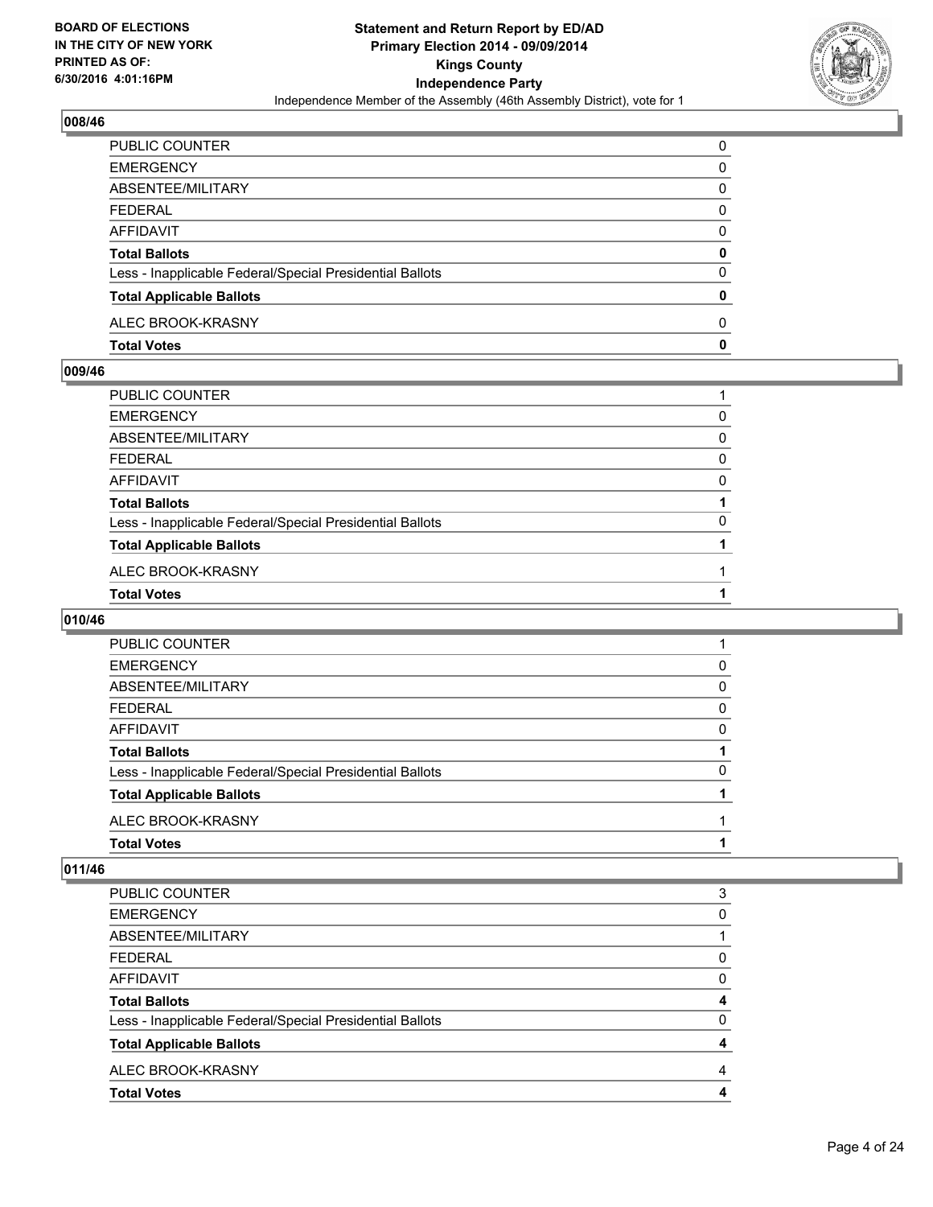### 008/46

| | |
|---|---|
| PUBLIC COUNTER | 0 |
| EMERGENCY | 0 |
| ABSENTEE/MILITARY | 0 |
| FEDERAL | 0 |
| AFFIDAVIT | 0 |
| **Total Ballots** | **0** |
| Less - Inapplicable Federal/Special Presidential Ballots | 0 |
| **Total Applicable Ballots** | **0** |
| ALEC BROOK-KRASNY | 0 |
| **Total Votes** | **0** |

### 009/46

| | |
|---|---|
| PUBLIC COUNTER | 1 |
| EMERGENCY | 0 |
| ABSENTEE/MILITARY | 0 |
| FEDERAL | 0 |
| AFFIDAVIT | 0 |
| **Total Ballots** | **1** |
| Less - Inapplicable Federal/Special Presidential Ballots | 0 |
| **Total Applicable Ballots** | **1** |
| ALEC BROOK-KRASNY | 1 |
| **Total Votes** | **1** |

### 010/46

| | |
|---|---|
| PUBLIC COUNTER | 1 |
| EMERGENCY | 0 |
| ABSENTEE/MILITARY | 0 |
| FEDERAL | 0 |
| AFFIDAVIT | 0 |
| **Total Ballots** | **1** |
| Less - Inapplicable Federal/Special Presidential Ballots | 0 |
| **Total Applicable Ballots** | **1** |
| ALEC BROOK-KRASNY | 1 |
| **Total Votes** | **1** |

### 011/46

| | |
|---|---|
| PUBLIC COUNTER | 3 |
| EMERGENCY | 0 |
| ABSENTEE/MILITARY | 1 |
| FEDERAL | 0 |
| AFFIDAVIT | 0 |
| **Total Ballots** | **4** |
| Less - Inapplicable Federal/Special Presidential Ballots | 0 |
| **Total Applicable Ballots** | **4** |
| ALEC BROOK-KRASNY | 4 |
| **Total Votes** | **4** |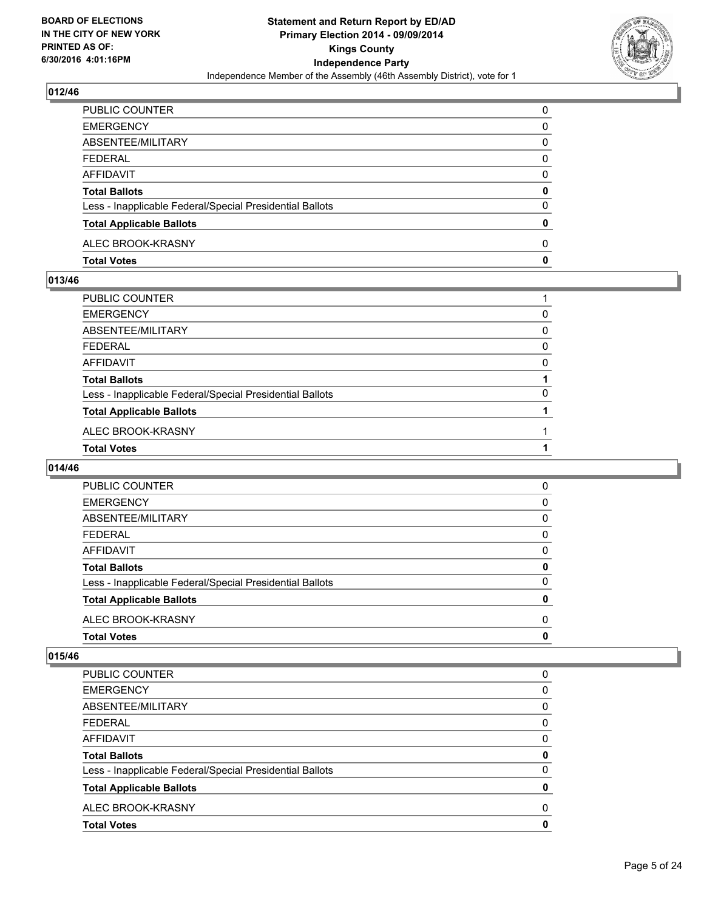## 012/46

| | |
|---|---|
| PUBLIC COUNTER | 0 |
| EMERGENCY | 0 |
| ABSENTEE/MILITARY | 0 |
| FEDERAL | 0 |
| AFFIDAVIT | 0 |
| **Total Ballots** | **0** |
| Less - Inapplicable Federal/Special Presidential Ballots | 0 |
| **Total Applicable Ballots** | **0** |
| ALEC BROOK-KRASNY | 0 |
| **Total Votes** | **0** |

## 013/46

| | |
|---|---|
| PUBLIC COUNTER | 1 |
| EMERGENCY | 0 |
| ABSENTEE/MILITARY | 0 |
| FEDERAL | 0 |
| AFFIDAVIT | 0 |
| **Total Ballots** | **1** |
| Less - Inapplicable Federal/Special Presidential Ballots | 0 |
| **Total Applicable Ballots** | **1** |
| ALEC BROOK-KRASNY | 1 |
| **Total Votes** | **1** |

## 014/46

| | |
|---|---|
| PUBLIC COUNTER | 0 |
| EMERGENCY | 0 |
| ABSENTEE/MILITARY | 0 |
| FEDERAL | 0 |
| AFFIDAVIT | 0 |
| **Total Ballots** | **0** |
| Less - Inapplicable Federal/Special Presidential Ballots | 0 |
| **Total Applicable Ballots** | **0** |
| ALEC BROOK-KRASNY | 0 |
| **Total Votes** | **0** |

## 015/46

| | |
|---|---|
| PUBLIC COUNTER | 0 |
| EMERGENCY | 0 |
| ABSENTEE/MILITARY | 0 |
| FEDERAL | 0 |
| AFFIDAVIT | 0 |
| **Total Ballots** | **0** |
| Less - Inapplicable Federal/Special Presidential Ballots | 0 |
| **Total Applicable Ballots** | **0** |
| ALEC BROOK-KRASNY | 0 |
| **Total Votes** | **0** |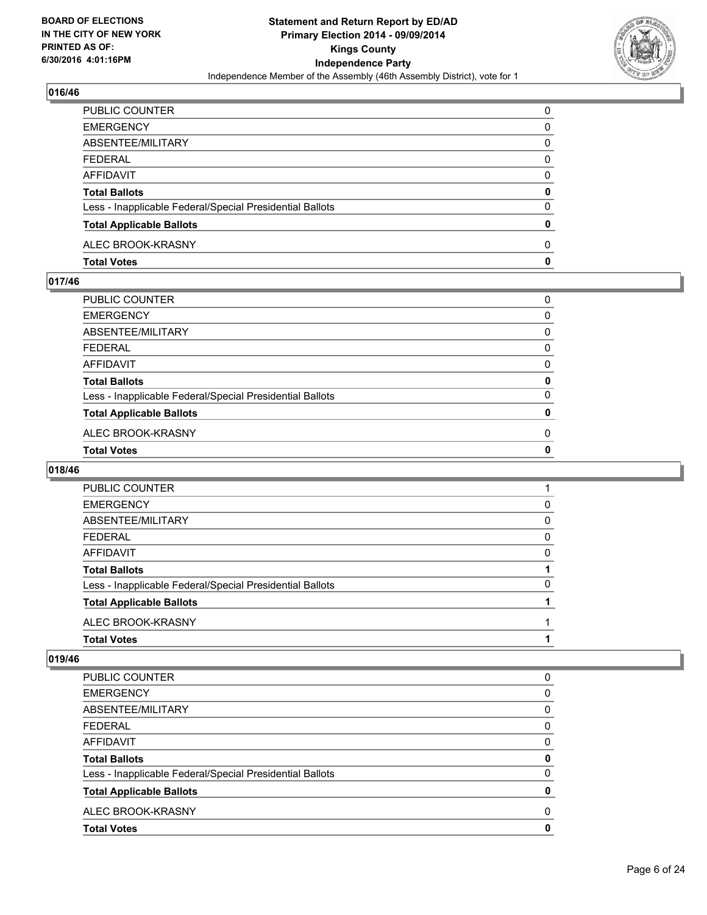## 016/46

| | |
|---|---|
| PUBLIC COUNTER | 0 |
| EMERGENCY | 0 |
| ABSENTEE/MILITARY | 0 |
| FEDERAL | 0 |
| AFFIDAVIT | 0 |
| **Total Ballots** | **0** |
| Less - Inapplicable Federal/Special Presidential Ballots | 0 |
| **Total Applicable Ballots** | **0** |
| ALEC BROOK-KRASNY | 0 |
| **Total Votes** | **0** |

## 017/46

| | |
|---|---|
| PUBLIC COUNTER | 0 |
| EMERGENCY | 0 |
| ABSENTEE/MILITARY | 0 |
| FEDERAL | 0 |
| AFFIDAVIT | 0 |
| **Total Ballots** | **0** |
| Less - Inapplicable Federal/Special Presidential Ballots | 0 |
| **Total Applicable Ballots** | **0** |
| ALEC BROOK-KRASNY | 0 |
| **Total Votes** | **0** |

## 018/46

| | |
|---|---|
| PUBLIC COUNTER | 1 |
| EMERGENCY | 0 |
| ABSENTEE/MILITARY | 0 |
| FEDERAL | 0 |
| AFFIDAVIT | 0 |
| **Total Ballots** | **1** |
| Less - Inapplicable Federal/Special Presidential Ballots | 0 |
| **Total Applicable Ballots** | **1** |
| ALEC BROOK-KRASNY | 1 |
| **Total Votes** | **1** |

## 019/46

| | |
|---|---|
| PUBLIC COUNTER | 0 |
| EMERGENCY | 0 |
| ABSENTEE/MILITARY | 0 |
| FEDERAL | 0 |
| AFFIDAVIT | 0 |
| **Total Ballots** | **0** |
| Less - Inapplicable Federal/Special Presidential Ballots | 0 |
| **Total Applicable Ballots** | **0** |
| ALEC BROOK-KRASNY | 0 |
| **Total Votes** | **0** |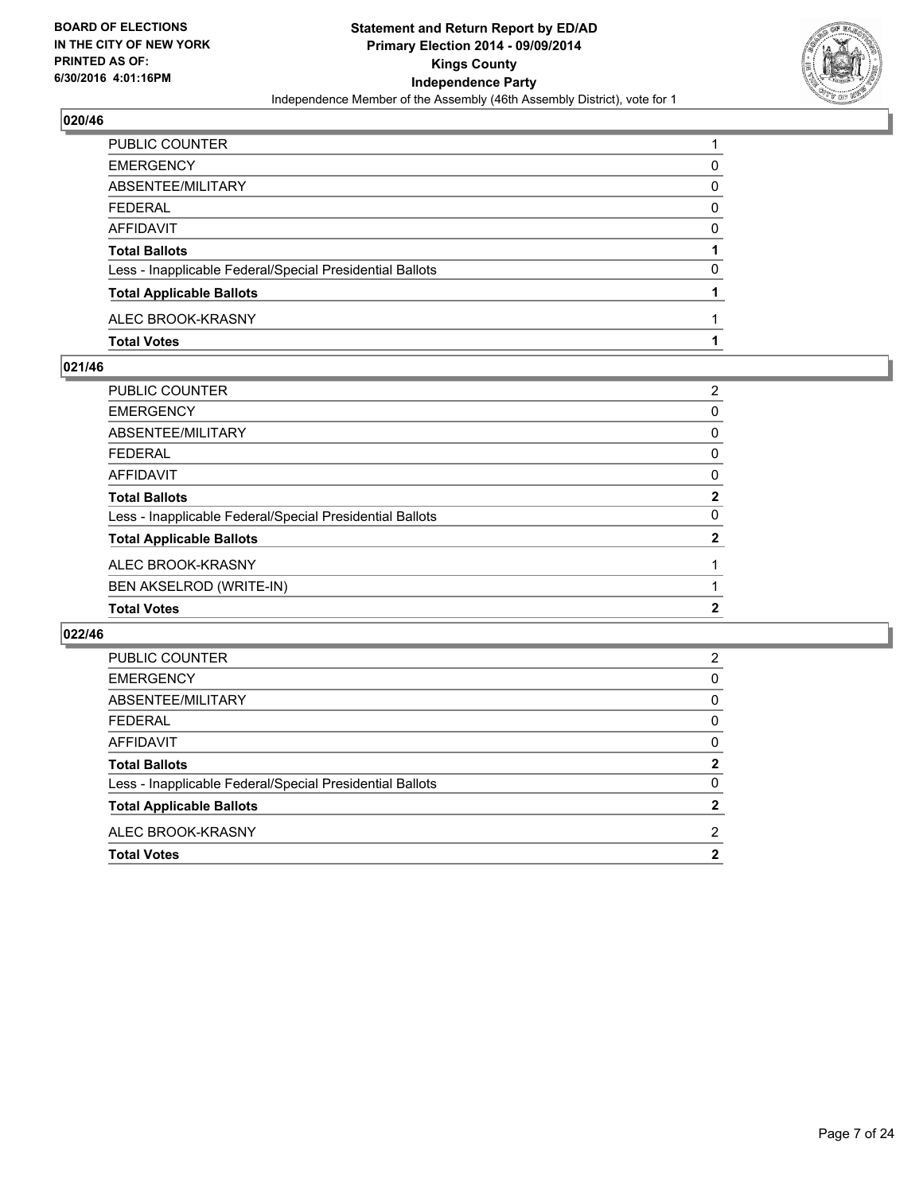**BOARD OF ELECTIONS IN THE CITY OF NEW YORK PRINTED AS OF: 6/30/2016 4:01:16PM**

**Statement and Return Report by ED/AD Primary Election 2014 - 09/09/2014 Kings County Independence Party**

Independence Member of the Assembly (46th Assembly District), vote for 1

## 020/46

| | |
|---|---|
| PUBLIC COUNTER | 1 |
| EMERGENCY | 0 |
| ABSENTEE/MILITARY | 0 |
| FEDERAL | 0 |
| AFFIDAVIT | 0 |
| **Total Ballots** | **1** |
| Less - Inapplicable Federal/Special Presidential Ballots | 0 |
| **Total Applicable Ballots** | **1** |
| ALEC BROOK-KRASNY | 1 |
| **Total Votes** | **1** |

## 021/46

| | |
|---|---|
| PUBLIC COUNTER | 2 |
| EMERGENCY | 0 |
| ABSENTEE/MILITARY | 0 |
| FEDERAL | 0 |
| AFFIDAVIT | 0 |
| **Total Ballots** | **2** |
| Less - Inapplicable Federal/Special Presidential Ballots | 0 |
| **Total Applicable Ballots** | **2** |
| ALEC BROOK-KRASNY | 1 |
| BEN AKSELROD (WRITE-IN) | 1 |
| **Total Votes** | **2** |

## 022/46

| | |
|---|---|
| PUBLIC COUNTER | 2 |
| EMERGENCY | 0 |
| ABSENTEE/MILITARY | 0 |
| FEDERAL | 0 |
| AFFIDAVIT | 0 |
| **Total Ballots** | **2** |
| Less - Inapplicable Federal/Special Presidential Ballots | 0 |
| **Total Applicable Ballots** | **2** |
| ALEC BROOK-KRASNY | 2 |
| **Total Votes** | **2** |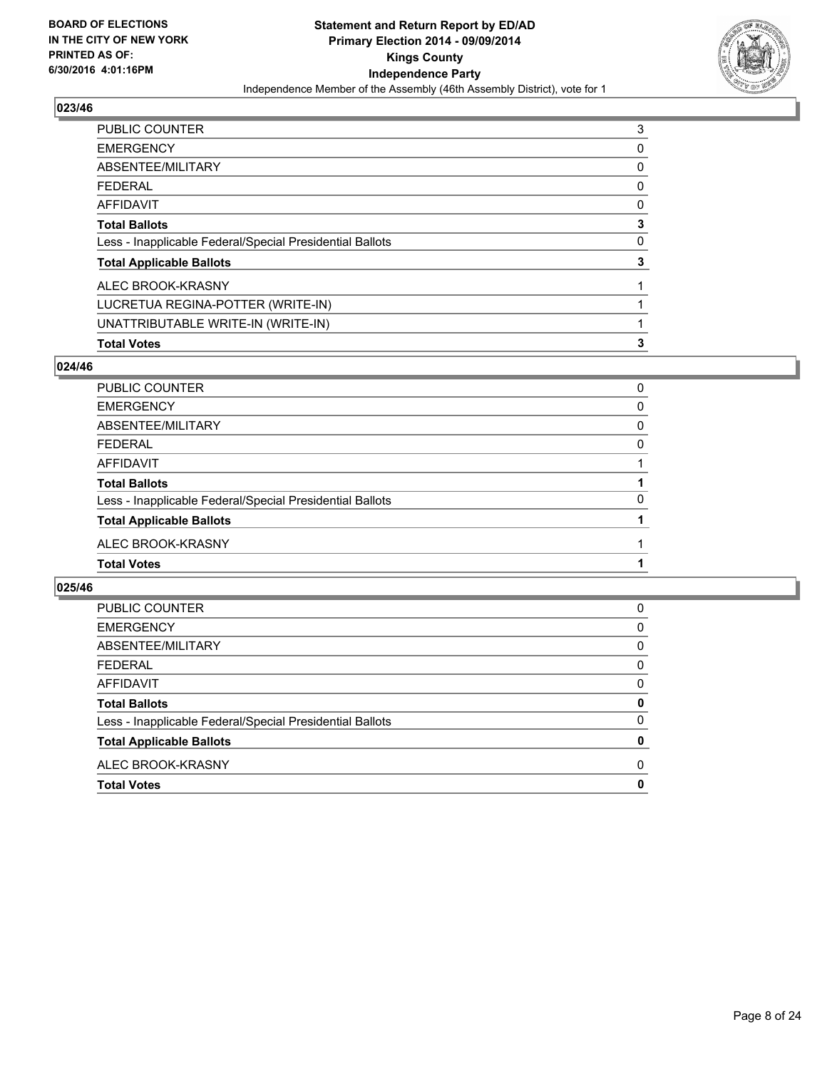**BOARD OF ELECTIONS**
**IN THE CITY OF NEW YORK**
**PRINTED AS OF:**
**6/30/2016 4:01:16PM**

**Statement and Return Report by ED/AD**
**Primary Election 2014 - 09/09/2014**
**Kings County**
**Independence Party**
Independence Member of the Assembly (46th Assembly District), vote for 1

## 023/46

| | |
|---|---|
| PUBLIC COUNTER | 3 |
| EMERGENCY | 0 |
| ABSENTEE/MILITARY | 0 |
| FEDERAL | 0 |
| AFFIDAVIT | 0 |
| **Total Ballots** | **3** |
| Less - Inapplicable Federal/Special Presidential Ballots | 0 |
| **Total Applicable Ballots** | **3** |
| ALEC BROOK-KRASNY | 1 |
| LUCRETUA REGINA-POTTER (WRITE-IN) | 1 |
| UNATTRIBUTABLE WRITE-IN (WRITE-IN) | 1 |
| **Total Votes** | **3** |

## 024/46

| | |
|---|---|
| PUBLIC COUNTER | 0 |
| EMERGENCY | 0 |
| ABSENTEE/MILITARY | 0 |
| FEDERAL | 0 |
| AFFIDAVIT | 1 |
| **Total Ballots** | **1** |
| Less - Inapplicable Federal/Special Presidential Ballots | 0 |
| **Total Applicable Ballots** | **1** |
| ALEC BROOK-KRASNY | 1 |
| **Total Votes** | **1** |

## 025/46

| | |
|---|---|
| PUBLIC COUNTER | 0 |
| EMERGENCY | 0 |
| ABSENTEE/MILITARY | 0 |
| FEDERAL | 0 |
| AFFIDAVIT | 0 |
| **Total Ballots** | **0** |
| Less - Inapplicable Federal/Special Presidential Ballots | 0 |
| **Total Applicable Ballots** | **0** |
| ALEC BROOK-KRASNY | 0 |
| **Total Votes** | **0** |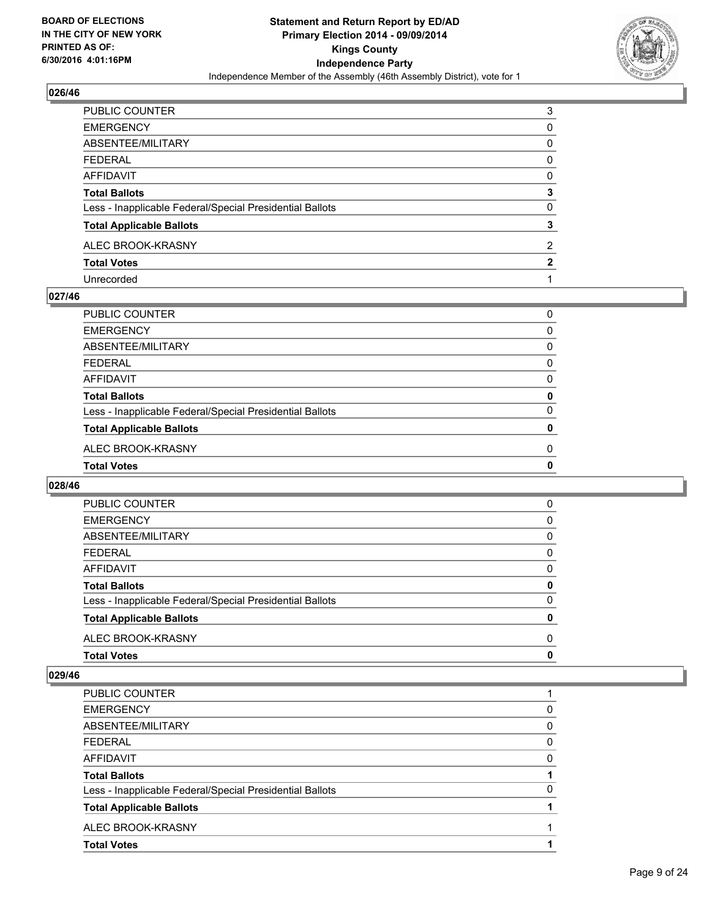BOARD OF ELECTIONS
IN THE CITY OF NEW YORK
PRINTED AS OF:
6/30/2016 4:01:16PM

**Statement and Return Report by ED/AD**
**Primary Election 2014 - 09/09/2014**
**Kings County**
**Independence Party**
Independence Member of the Assembly (46th Assembly District), vote for 1

## 026/46

| | |
|---|---|
| PUBLIC COUNTER | 3 |
| EMERGENCY | 0 |
| ABSENTEE/MILITARY | 0 |
| FEDERAL | 0 |
| AFFIDAVIT | 0 |
| **Total Ballots** | **3** |
| Less - Inapplicable Federal/Special Presidential Ballots | 0 |
| **Total Applicable Ballots** | **3** |
| ALEC BROOK-KRASNY | 2 |
| **Total Votes** | **2** |
| Unrecorded | 1 |

## 027/46

| | |
|---|---|
| PUBLIC COUNTER | 0 |
| EMERGENCY | 0 |
| ABSENTEE/MILITARY | 0 |
| FEDERAL | 0 |
| AFFIDAVIT | 0 |
| **Total Ballots** | **0** |
| Less - Inapplicable Federal/Special Presidential Ballots | 0 |
| **Total Applicable Ballots** | **0** |
| ALEC BROOK-KRASNY | 0 |
| **Total Votes** | **0** |

## 028/46

| | |
|---|---|
| PUBLIC COUNTER | 0 |
| EMERGENCY | 0 |
| ABSENTEE/MILITARY | 0 |
| FEDERAL | 0 |
| AFFIDAVIT | 0 |
| **Total Ballots** | **0** |
| Less - Inapplicable Federal/Special Presidential Ballots | 0 |
| **Total Applicable Ballots** | **0** |
| ALEC BROOK-KRASNY | 0 |
| **Total Votes** | **0** |

## 029/46

| | |
|---|---|
| PUBLIC COUNTER | 1 |
| EMERGENCY | 0 |
| ABSENTEE/MILITARY | 0 |
| FEDERAL | 0 |
| AFFIDAVIT | 0 |
| **Total Ballots** | **1** |
| Less - Inapplicable Federal/Special Presidential Ballots | 0 |
| **Total Applicable Ballots** | **1** |
| ALEC BROOK-KRASNY | 1 |
| **Total Votes** | **1** |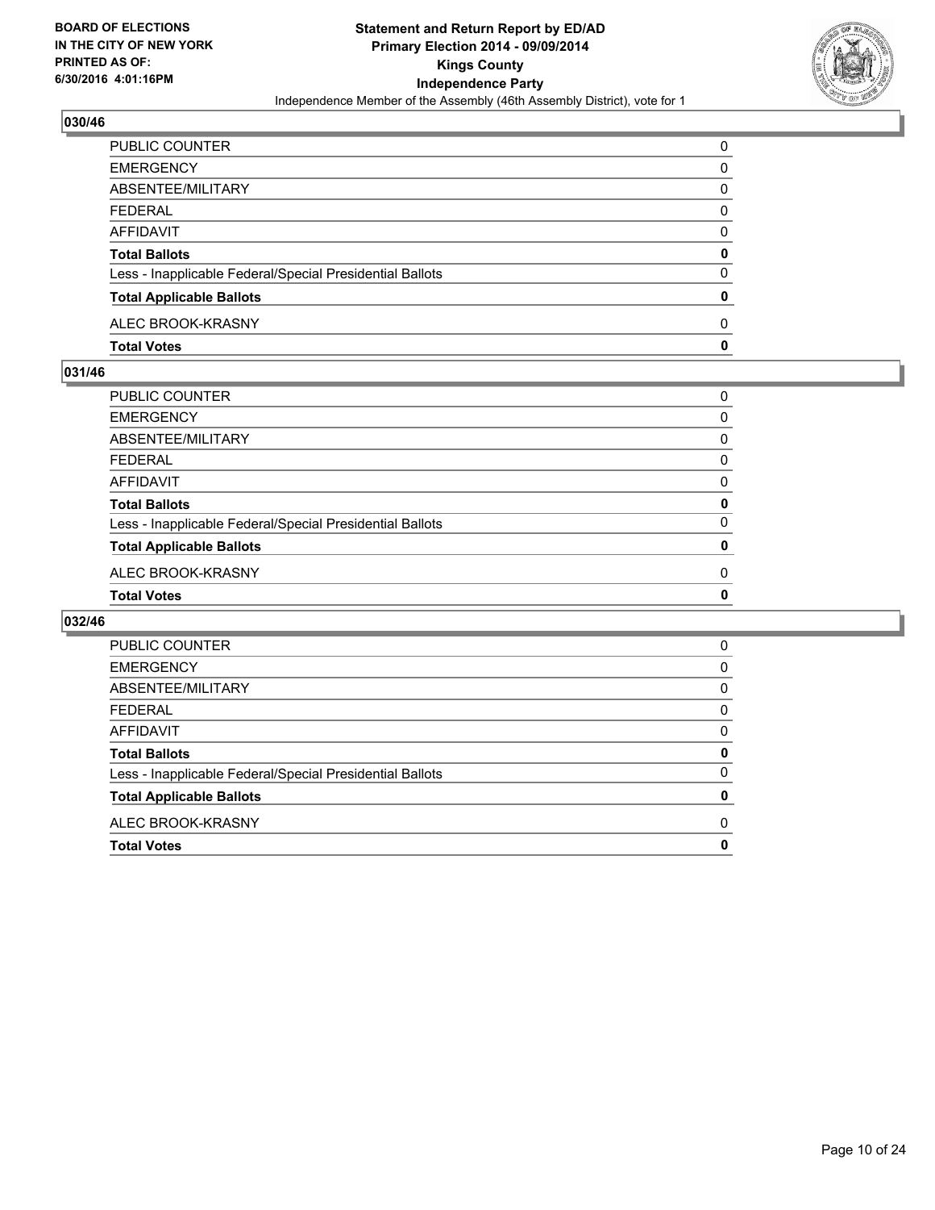**BOARD OF ELECTIONS IN THE CITY OF NEW YORK PRINTED AS OF: 6/30/2016 4:01:16PM**

**Statement and Return Report by ED/AD Primary Election 2014 - 09/09/2014 Kings County Independence Party**

Independence Member of the Assembly (46th Assembly District), vote for 1

## 030/46

| | |
|---|---|
| PUBLIC COUNTER | 0 |
| EMERGENCY | 0 |
| ABSENTEE/MILITARY | 0 |
| FEDERAL | 0 |
| AFFIDAVIT | 0 |
| **Total Ballots** | **0** |
| Less - Inapplicable Federal/Special Presidential Ballots | 0 |
| **Total Applicable Ballots** | **0** |
| ALEC BROOK-KRASNY | 0 |
| **Total Votes** | **0** |

## 031/46

| | |
|---|---|
| PUBLIC COUNTER | 0 |
| EMERGENCY | 0 |
| ABSENTEE/MILITARY | 0 |
| FEDERAL | 0 |
| AFFIDAVIT | 0 |
| **Total Ballots** | **0** |
| Less - Inapplicable Federal/Special Presidential Ballots | 0 |
| **Total Applicable Ballots** | **0** |
| ALEC BROOK-KRASNY | 0 |
| **Total Votes** | **0** |

## 032/46

| | |
|---|---|
| PUBLIC COUNTER | 0 |
| EMERGENCY | 0 |
| ABSENTEE/MILITARY | 0 |
| FEDERAL | 0 |
| AFFIDAVIT | 0 |
| **Total Ballots** | **0** |
| Less - Inapplicable Federal/Special Presidential Ballots | 0 |
| **Total Applicable Ballots** | **0** |
| ALEC BROOK-KRASNY | 0 |
| **Total Votes** | **0** |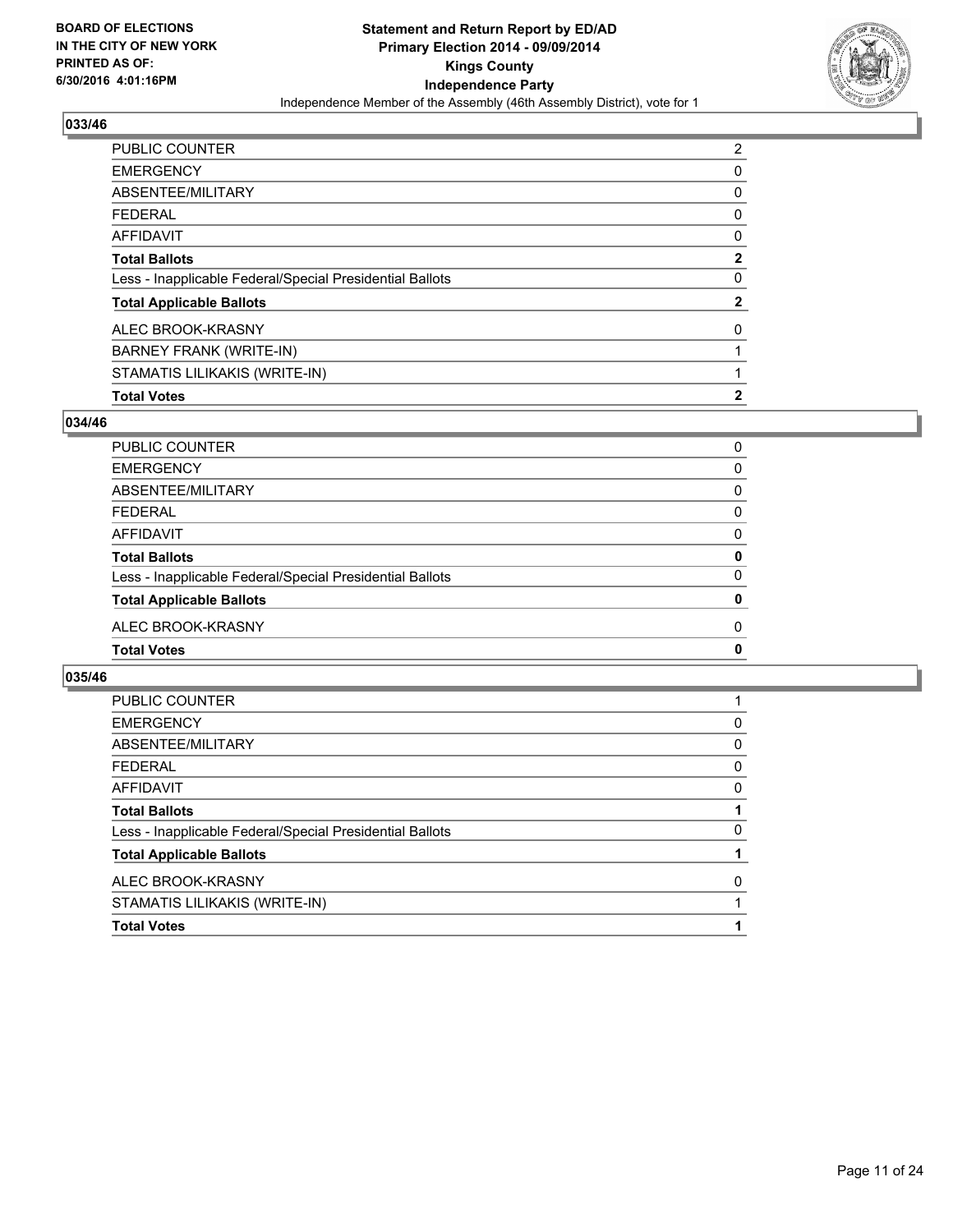**BOARD OF ELECTIONS IN THE CITY OF NEW YORK PRINTED AS OF: 6/30/2016 4:01:16PM**

**Statement and Return Report by ED/AD Primary Election 2014 - 09/09/2014 Kings County Independence Party**

Independence Member of the Assembly (46th Assembly District), vote for 1

## 033/46

| | |
|---|---|
| PUBLIC COUNTER | 2 |
| EMERGENCY | 0 |
| ABSENTEE/MILITARY | 0 |
| FEDERAL | 0 |
| AFFIDAVIT | 0 |
| **Total Ballots** | **2** |
| Less - Inapplicable Federal/Special Presidential Ballots | 0 |
| **Total Applicable Ballots** | **2** |
| ALEC BROOK-KRASNY | 0 |
| BARNEY FRANK (WRITE-IN) | 1 |
| STAMATIS LILIKAKIS (WRITE-IN) | 1 |
| **Total Votes** | **2** |

## 034/46

| | |
|---|---|
| PUBLIC COUNTER | 0 |
| EMERGENCY | 0 |
| ABSENTEE/MILITARY | 0 |
| FEDERAL | 0 |
| AFFIDAVIT | 0 |
| **Total Ballots** | **0** |
| Less - Inapplicable Federal/Special Presidential Ballots | 0 |
| **Total Applicable Ballots** | **0** |
| ALEC BROOK-KRASNY | 0 |
| **Total Votes** | **0** |

## 035/46

| | |
|---|---|
| PUBLIC COUNTER | 1 |
| EMERGENCY | 0 |
| ABSENTEE/MILITARY | 0 |
| FEDERAL | 0 |
| AFFIDAVIT | 0 |
| **Total Ballots** | **1** |
| Less - Inapplicable Federal/Special Presidential Ballots | 0 |
| **Total Applicable Ballots** | **1** |
| ALEC BROOK-KRASNY | 0 |
| STAMATIS LILIKAKIS (WRITE-IN) | 1 |
| **Total Votes** | **1** |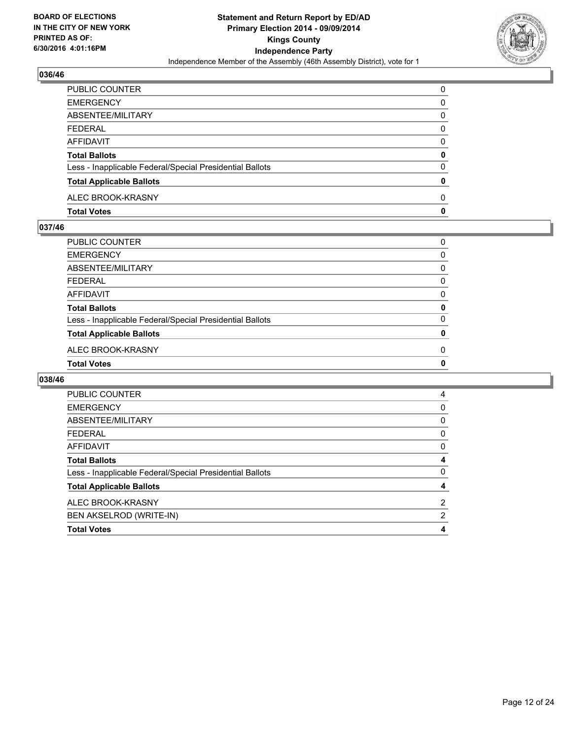**BOARD OF ELECTIONS IN THE CITY OF NEW YORK PRINTED AS OF: 6/30/2016 4:01:16PM**

**Statement and Return Report by ED/AD Primary Election 2014 - 09/09/2014 Kings County Independence Party**

Independence Member of the Assembly (46th Assembly District), vote for 1

## 036/46

| | |
|---|---|
| PUBLIC COUNTER | 0 |
| EMERGENCY | 0 |
| ABSENTEE/MILITARY | 0 |
| FEDERAL | 0 |
| AFFIDAVIT | 0 |
| **Total Ballots** | **0** |
| Less - Inapplicable Federal/Special Presidential Ballots | 0 |
| **Total Applicable Ballots** | **0** |
| ALEC BROOK-KRASNY | 0 |
| **Total Votes** | **0** |

## 037/46

| | |
|---|---|
| PUBLIC COUNTER | 0 |
| EMERGENCY | 0 |
| ABSENTEE/MILITARY | 0 |
| FEDERAL | 0 |
| AFFIDAVIT | 0 |
| **Total Ballots** | **0** |
| Less - Inapplicable Federal/Special Presidential Ballots | 0 |
| **Total Applicable Ballots** | **0** |
| ALEC BROOK-KRASNY | 0 |
| **Total Votes** | **0** |

## 038/46

| | |
|---|---|
| PUBLIC COUNTER | 4 |
| EMERGENCY | 0 |
| ABSENTEE/MILITARY | 0 |
| FEDERAL | 0 |
| AFFIDAVIT | 0 |
| **Total Ballots** | **4** |
| Less - Inapplicable Federal/Special Presidential Ballots | 0 |
| **Total Applicable Ballots** | **4** |
| ALEC BROOK-KRASNY | 2 |
| BEN AKSELROD (WRITE-IN) | 2 |
| **Total Votes** | **4** |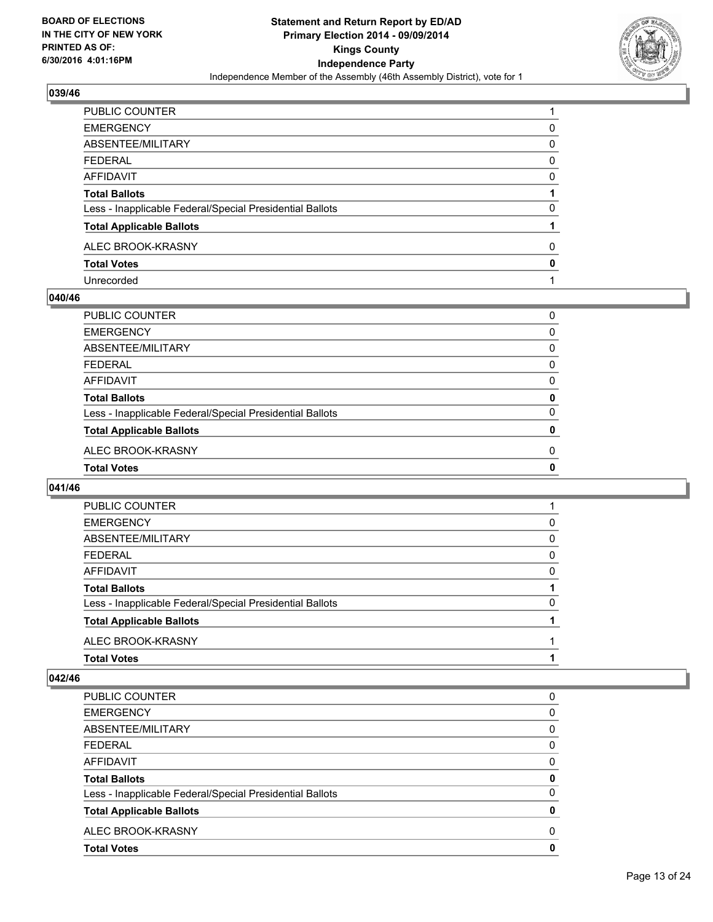## 039/46

| | |
|---|---|
| PUBLIC COUNTER | 1 |
| EMERGENCY | 0 |
| ABSENTEE/MILITARY | 0 |
| FEDERAL | 0 |
| AFFIDAVIT | 0 |
| **Total Ballots** | **1** |
| Less - Inapplicable Federal/Special Presidential Ballots | 0 |
| **Total Applicable Ballots** | **1** |
| ALEC BROOK-KRASNY | 0 |
| **Total Votes** | **0** |
| Unrecorded | 1 |

## 040/46

| | |
|---|---|
| PUBLIC COUNTER | 0 |
| EMERGENCY | 0 |
| ABSENTEE/MILITARY | 0 |
| FEDERAL | 0 |
| AFFIDAVIT | 0 |
| **Total Ballots** | **0** |
| Less - Inapplicable Federal/Special Presidential Ballots | 0 |
| **Total Applicable Ballots** | **0** |
| ALEC BROOK-KRASNY | 0 |
| **Total Votes** | **0** |

## 041/46

| | |
|---|---|
| PUBLIC COUNTER | 1 |
| EMERGENCY | 0 |
| ABSENTEE/MILITARY | 0 |
| FEDERAL | 0 |
| AFFIDAVIT | 0 |
| **Total Ballots** | **1** |
| Less - Inapplicable Federal/Special Presidential Ballots | 0 |
| **Total Applicable Ballots** | **1** |
| ALEC BROOK-KRASNY | 1 |
| **Total Votes** | **1** |

## 042/46

| | |
|---|---|
| PUBLIC COUNTER | 0 |
| EMERGENCY | 0 |
| ABSENTEE/MILITARY | 0 |
| FEDERAL | 0 |
| AFFIDAVIT | 0 |
| **Total Ballots** | **0** |
| Less - Inapplicable Federal/Special Presidential Ballots | 0 |
| **Total Applicable Ballots** | **0** |
| ALEC BROOK-KRASNY | 0 |
| **Total Votes** | **0** |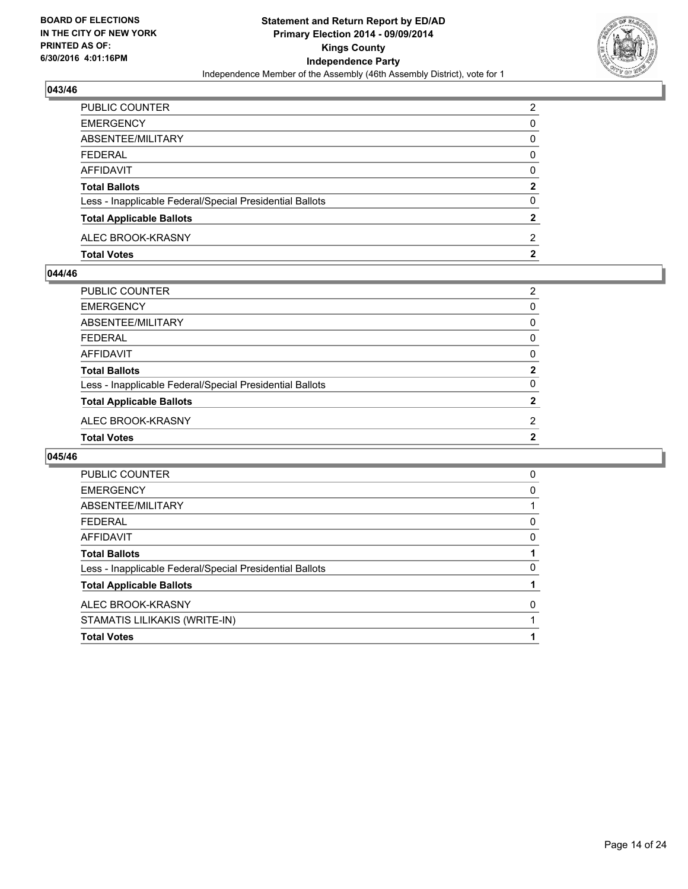BOARD OF ELECTIONS
IN THE CITY OF NEW YORK
PRINTED AS OF:
6/30/2016 4:01:16PM

**Statement and Return Report by ED/AD**
**Primary Election 2014 - 09/09/2014**
**Kings County**
**Independence Party**
Independence Member of the Assembly (46th Assembly District), vote for 1

### 043/46

| | |
|---|---|
| PUBLIC COUNTER | 2 |
| EMERGENCY | 0 |
| ABSENTEE/MILITARY | 0 |
| FEDERAL | 0 |
| AFFIDAVIT | 0 |
| **Total Ballots** | **2** |
| Less - Inapplicable Federal/Special Presidential Ballots | 0 |
| **Total Applicable Ballots** | **2** |
| ALEC BROOK-KRASNY | 2 |
| **Total Votes** | **2** |

### 044/46

| | |
|---|---|
| PUBLIC COUNTER | 2 |
| EMERGENCY | 0 |
| ABSENTEE/MILITARY | 0 |
| FEDERAL | 0 |
| AFFIDAVIT | 0 |
| **Total Ballots** | **2** |
| Less - Inapplicable Federal/Special Presidential Ballots | 0 |
| **Total Applicable Ballots** | **2** |
| ALEC BROOK-KRASNY | 2 |
| **Total Votes** | **2** |

### 045/46

| | |
|---|---|
| PUBLIC COUNTER | 0 |
| EMERGENCY | 0 |
| ABSENTEE/MILITARY | 1 |
| FEDERAL | 0 |
| AFFIDAVIT | 0 |
| **Total Ballots** | **1** |
| Less - Inapplicable Federal/Special Presidential Ballots | 0 |
| **Total Applicable Ballots** | **1** |
| ALEC BROOK-KRASNY | 0 |
| STAMATIS LILIKAKIS (WRITE-IN) | 1 |
| **Total Votes** | **1** |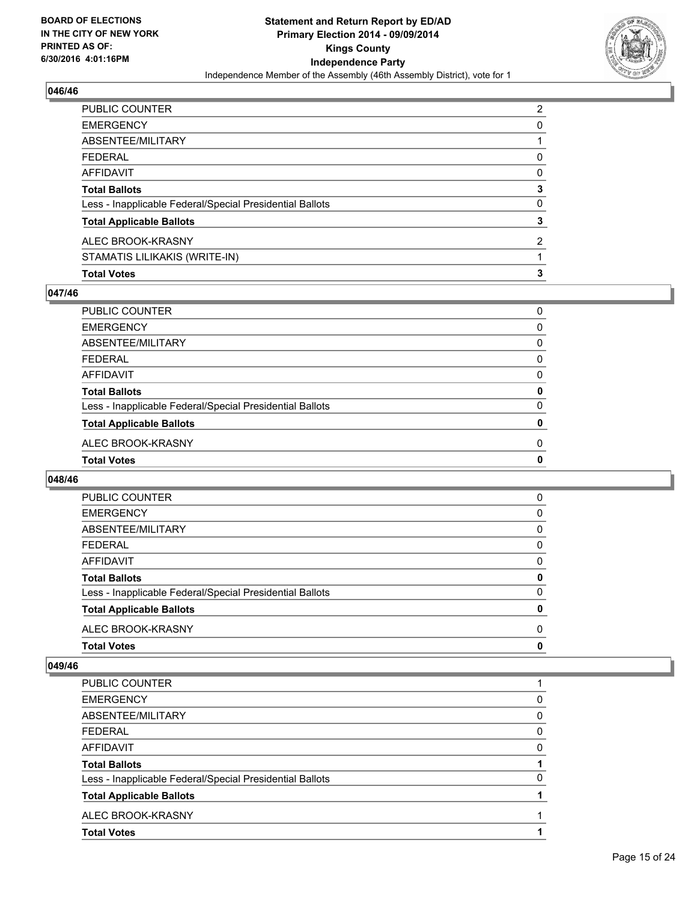## 046/46

| | |
|---|---|
| PUBLIC COUNTER | 2 |
| EMERGENCY | 0 |
| ABSENTEE/MILITARY | 1 |
| FEDERAL | 0 |
| AFFIDAVIT | 0 |
| **Total Ballots** | **3** |
| Less - Inapplicable Federal/Special Presidential Ballots | 0 |
| **Total Applicable Ballots** | **3** |
| ALEC BROOK-KRASNY | 2 |
| STAMATIS LILIKAKIS (WRITE-IN) | 1 |
| **Total Votes** | **3** |

## 047/46

| | |
|---|---|
| PUBLIC COUNTER | 0 |
| EMERGENCY | 0 |
| ABSENTEE/MILITARY | 0 |
| FEDERAL | 0 |
| AFFIDAVIT | 0 |
| **Total Ballots** | **0** |
| Less - Inapplicable Federal/Special Presidential Ballots | 0 |
| **Total Applicable Ballots** | **0** |
| ALEC BROOK-KRASNY | 0 |
| **Total Votes** | **0** |

## 048/46

| | |
|---|---|
| PUBLIC COUNTER | 0 |
| EMERGENCY | 0 |
| ABSENTEE/MILITARY | 0 |
| FEDERAL | 0 |
| AFFIDAVIT | 0 |
| **Total Ballots** | **0** |
| Less - Inapplicable Federal/Special Presidential Ballots | 0 |
| **Total Applicable Ballots** | **0** |
| ALEC BROOK-KRASNY | 0 |
| **Total Votes** | **0** |

## 049/46

| | |
|---|---|
| PUBLIC COUNTER | 1 |
| EMERGENCY | 0 |
| ABSENTEE/MILITARY | 0 |
| FEDERAL | 0 |
| AFFIDAVIT | 0 |
| **Total Ballots** | **1** |
| Less - Inapplicable Federal/Special Presidential Ballots | 0 |
| **Total Applicable Ballots** | **1** |
| ALEC BROOK-KRASNY | 1 |
| **Total Votes** | **1** |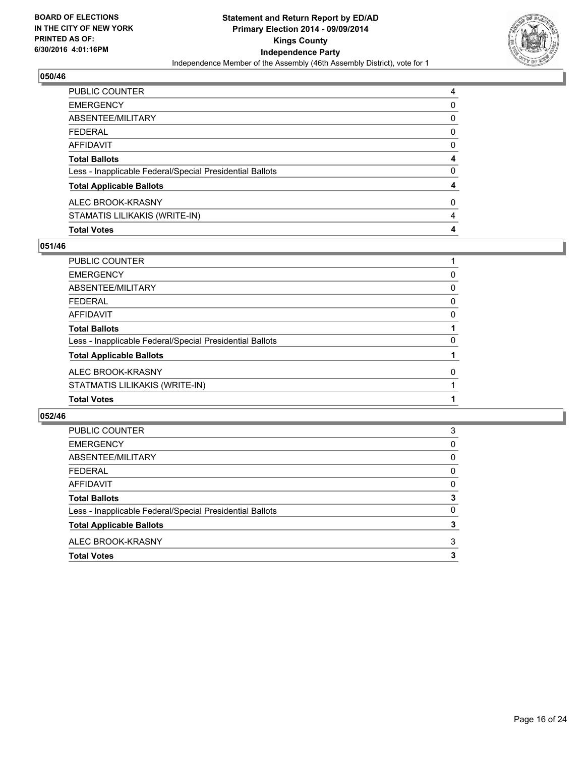**BOARD OF ELECTIONS IN THE CITY OF NEW YORK PRINTED AS OF: 6/30/2016 4:01:16PM**

**Statement and Return Report by ED/AD**
**Primary Election 2014 - 09/09/2014**
**Kings County**
**Independence Party**
Independence Member of the Assembly (46th Assembly District), vote for 1

## 050/46

| | |
|---|---|
| PUBLIC COUNTER | 4 |
| EMERGENCY | 0 |
| ABSENTEE/MILITARY | 0 |
| FEDERAL | 0 |
| AFFIDAVIT | 0 |
| **Total Ballots** | **4** |
| Less - Inapplicable Federal/Special Presidential Ballots | 0 |
| **Total Applicable Ballots** | **4** |
| ALEC BROOK-KRASNY | 0 |
| STAMATIS LILIKAKIS (WRITE-IN) | 4 |
| **Total Votes** | **4** |

## 051/46

| | |
|---|---|
| PUBLIC COUNTER | 1 |
| EMERGENCY | 0 |
| ABSENTEE/MILITARY | 0 |
| FEDERAL | 0 |
| AFFIDAVIT | 0 |
| **Total Ballots** | **1** |
| Less - Inapplicable Federal/Special Presidential Ballots | 0 |
| **Total Applicable Ballots** | **1** |
| ALEC BROOK-KRASNY | 0 |
| STATMATIS LILIKAKIS (WRITE-IN) | 1 |
| **Total Votes** | **1** |

## 052/46

| | |
|---|---|
| PUBLIC COUNTER | 3 |
| EMERGENCY | 0 |
| ABSENTEE/MILITARY | 0 |
| FEDERAL | 0 |
| AFFIDAVIT | 0 |
| **Total Ballots** | **3** |
| Less - Inapplicable Federal/Special Presidential Ballots | 0 |
| **Total Applicable Ballots** | **3** |
| ALEC BROOK-KRASNY | 3 |
| **Total Votes** | **3** |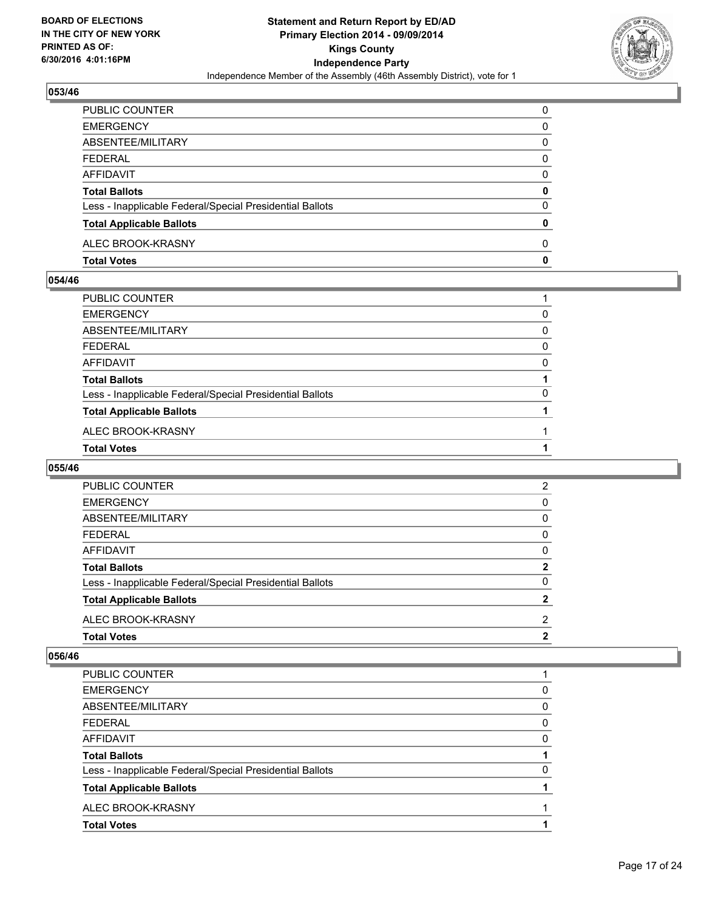**BOARD OF ELECTIONS IN THE CITY OF NEW YORK PRINTED AS OF: 6/30/2016 4:01:16PM**

**Statement and Return Report by ED/AD**
**Primary Election 2014 - 09/09/2014**
**Kings County**
**Independence Party**
Independence Member of the Assembly (46th Assembly District), vote for 1

### 053/46

| | |
|---|---|
| PUBLIC COUNTER | 0 |
| EMERGENCY | 0 |
| ABSENTEE/MILITARY | 0 |
| FEDERAL | 0 |
| AFFIDAVIT | 0 |
| **Total Ballots** | **0** |
| Less - Inapplicable Federal/Special Presidential Ballots | 0 |
| **Total Applicable Ballots** | **0** |
| ALEC BROOK-KRASNY | 0 |
| **Total Votes** | **0** |

### 054/46

| | |
|---|---|
| PUBLIC COUNTER | 1 |
| EMERGENCY | 0 |
| ABSENTEE/MILITARY | 0 |
| FEDERAL | 0 |
| AFFIDAVIT | 0 |
| **Total Ballots** | **1** |
| Less - Inapplicable Federal/Special Presidential Ballots | 0 |
| **Total Applicable Ballots** | **1** |
| ALEC BROOK-KRASNY | 1 |
| **Total Votes** | **1** |

### 055/46

| | |
|---|---|
| PUBLIC COUNTER | 2 |
| EMERGENCY | 0 |
| ABSENTEE/MILITARY | 0 |
| FEDERAL | 0 |
| AFFIDAVIT | 0 |
| **Total Ballots** | **2** |
| Less - Inapplicable Federal/Special Presidential Ballots | 0 |
| **Total Applicable Ballots** | **2** |
| ALEC BROOK-KRASNY | 2 |
| **Total Votes** | **2** |

### 056/46

| | |
|---|---|
| PUBLIC COUNTER | 1 |
| EMERGENCY | 0 |
| ABSENTEE/MILITARY | 0 |
| FEDERAL | 0 |
| AFFIDAVIT | 0 |
| **Total Ballots** | **1** |
| Less - Inapplicable Federal/Special Presidential Ballots | 0 |
| **Total Applicable Ballots** | **1** |
| ALEC BROOK-KRASNY | 1 |
| **Total Votes** | **1** |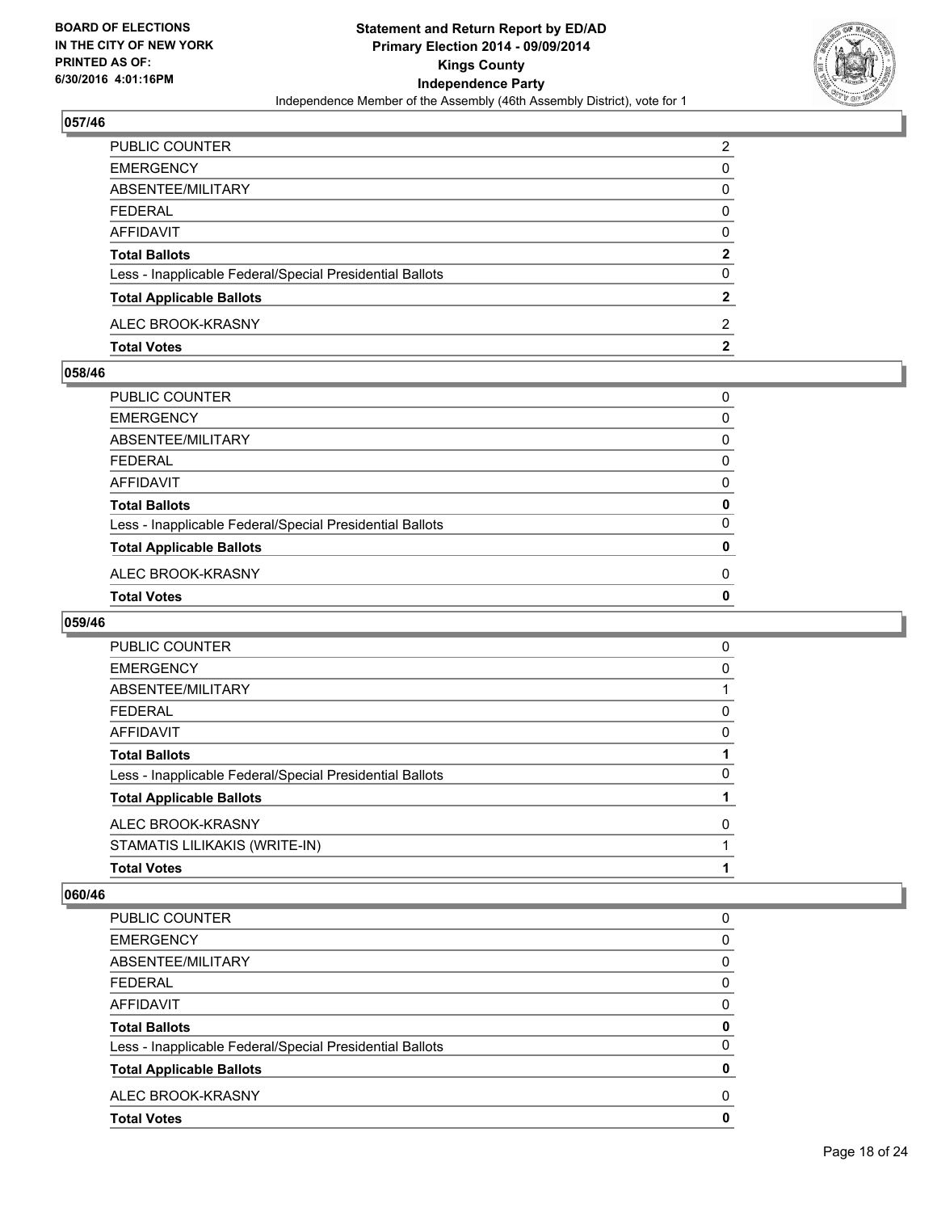### 057/46

| | |
|---|---|
| PUBLIC COUNTER | 2 |
| EMERGENCY | 0 |
| ABSENTEE/MILITARY | 0 |
| FEDERAL | 0 |
| AFFIDAVIT | 0 |
| **Total Ballots** | **2** |
| Less - Inapplicable Federal/Special Presidential Ballots | 0 |
| **Total Applicable Ballots** | **2** |
| ALEC BROOK-KRASNY | 2 |
| **Total Votes** | **2** |

### 058/46

| | |
|---|---|
| PUBLIC COUNTER | 0 |
| EMERGENCY | 0 |
| ABSENTEE/MILITARY | 0 |
| FEDERAL | 0 |
| AFFIDAVIT | 0 |
| **Total Ballots** | **0** |
| Less - Inapplicable Federal/Special Presidential Ballots | 0 |
| **Total Applicable Ballots** | **0** |
| ALEC BROOK-KRASNY | 0 |
| **Total Votes** | **0** |

### 059/46

| | |
|---|---|
| PUBLIC COUNTER | 0 |
| EMERGENCY | 0 |
| ABSENTEE/MILITARY | 1 |
| FEDERAL | 0 |
| AFFIDAVIT | 0 |
| **Total Ballots** | **1** |
| Less - Inapplicable Federal/Special Presidential Ballots | 0 |
| **Total Applicable Ballots** | **1** |
| ALEC BROOK-KRASNY | 0 |
| STAMATIS LILIKAKIS (WRITE-IN) | 1 |
| **Total Votes** | **1** |

### 060/46

| | |
|---|---|
| PUBLIC COUNTER | 0 |
| EMERGENCY | 0 |
| ABSENTEE/MILITARY | 0 |
| FEDERAL | 0 |
| AFFIDAVIT | 0 |
| **Total Ballots** | **0** |
| Less - Inapplicable Federal/Special Presidential Ballots | 0 |
| **Total Applicable Ballots** | **0** |
| ALEC BROOK-KRASNY | 0 |
| **Total Votes** | **0** |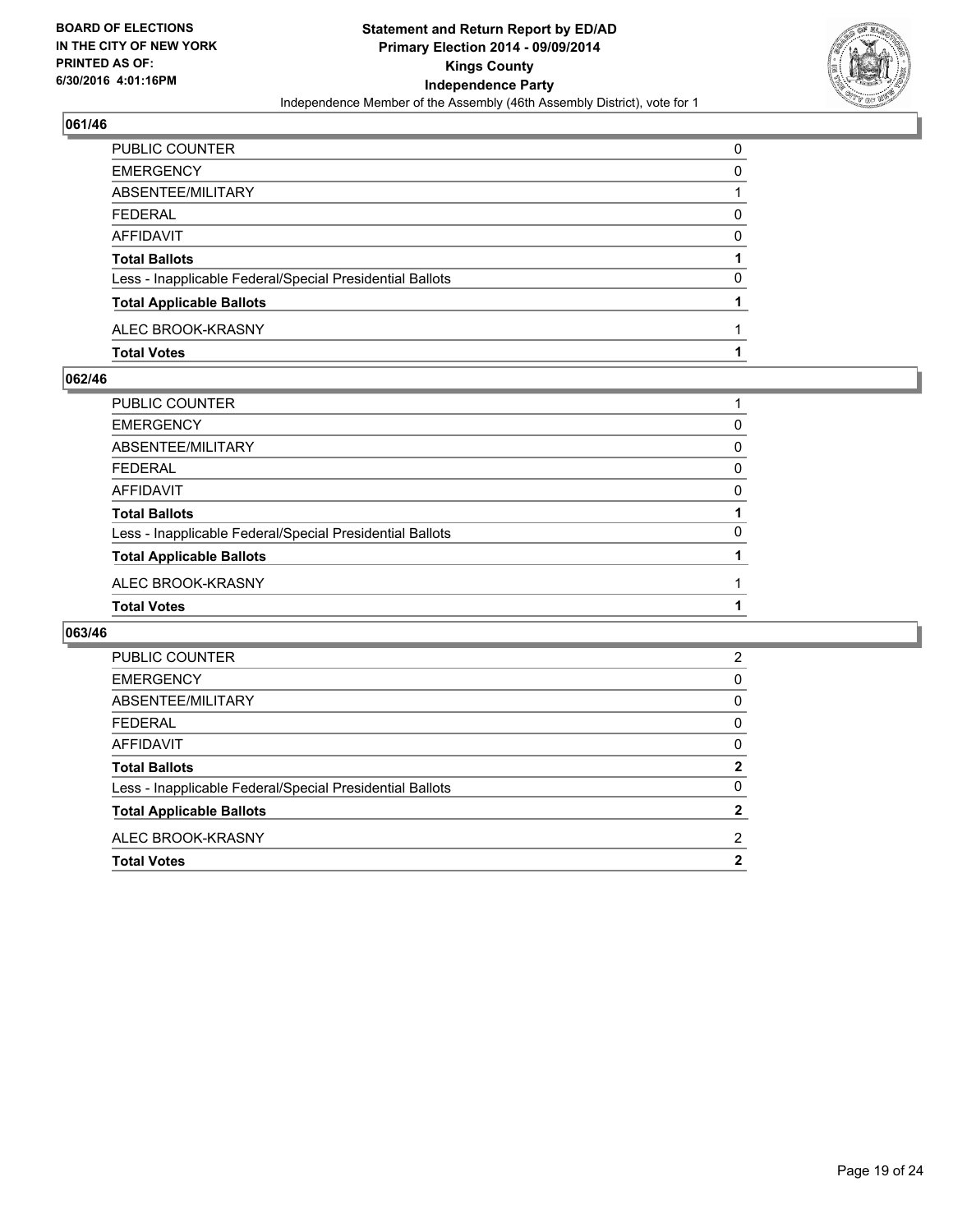**BOARD OF ELECTIONS IN THE CITY OF NEW YORK PRINTED AS OF: 6/30/2016 4:01:16PM**

**Statement and Return Report by ED/AD Primary Election 2014 - 09/09/2014 Kings County Independence Party**

Independence Member of the Assembly (46th Assembly District), vote for 1

## 061/46

| | |
|---|---|
| PUBLIC COUNTER | 0 |
| EMERGENCY | 0 |
| ABSENTEE/MILITARY | 1 |
| FEDERAL | 0 |
| AFFIDAVIT | 0 |
| **Total Ballots** | **1** |
| Less - Inapplicable Federal/Special Presidential Ballots | 0 |
| **Total Applicable Ballots** | **1** |
| ALEC BROOK-KRASNY | 1 |
| **Total Votes** | **1** |

## 062/46

| | |
|---|---|
| PUBLIC COUNTER | 1 |
| EMERGENCY | 0 |
| ABSENTEE/MILITARY | 0 |
| FEDERAL | 0 |
| AFFIDAVIT | 0 |
| **Total Ballots** | **1** |
| Less - Inapplicable Federal/Special Presidential Ballots | 0 |
| **Total Applicable Ballots** | **1** |
| ALEC BROOK-KRASNY | 1 |
| **Total Votes** | **1** |

## 063/46

| | |
|---|---|
| PUBLIC COUNTER | 2 |
| EMERGENCY | 0 |
| ABSENTEE/MILITARY | 0 |
| FEDERAL | 0 |
| AFFIDAVIT | 0 |
| **Total Ballots** | **2** |
| Less - Inapplicable Federal/Special Presidential Ballots | 0 |
| **Total Applicable Ballots** | **2** |
| ALEC BROOK-KRASNY | 2 |
| **Total Votes** | **2** |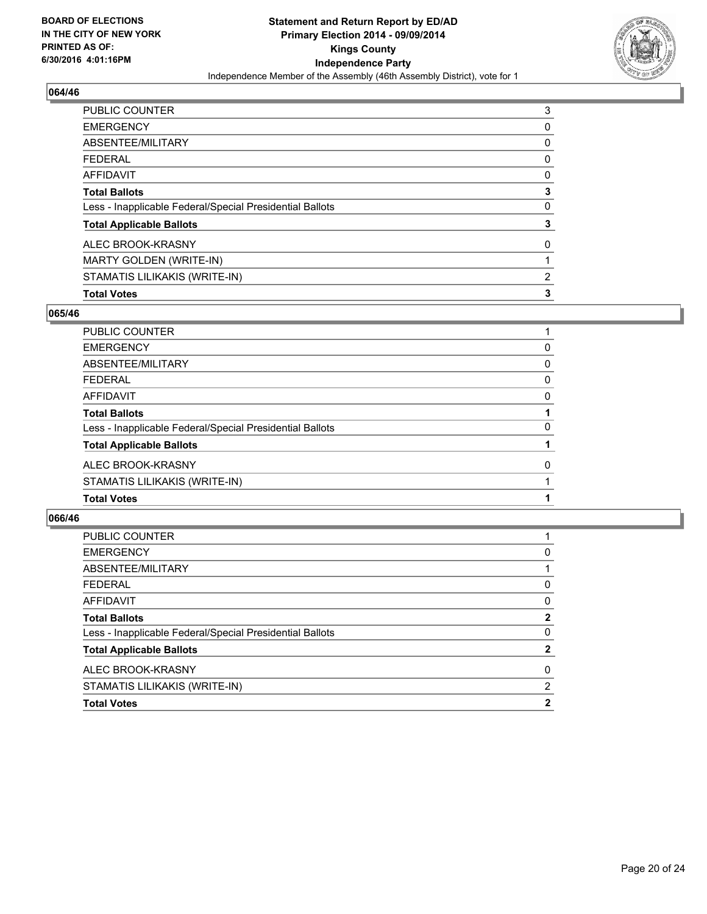## 064/46

| | |
|---|---|
| PUBLIC COUNTER | 3 |
| EMERGENCY | 0 |
| ABSENTEE/MILITARY | 0 |
| FEDERAL | 0 |
| AFFIDAVIT | 0 |
| **Total Ballots** | **3** |
| Less - Inapplicable Federal/Special Presidential Ballots | 0 |
| **Total Applicable Ballots** | **3** |
| ALEC BROOK-KRASNY | 0 |
| MARTY GOLDEN (WRITE-IN) | 1 |
| STAMATIS LILIKAKIS (WRITE-IN) | 2 |
| **Total Votes** | **3** |

## 065/46

| | |
|---|---|
| PUBLIC COUNTER | 1 |
| EMERGENCY | 0 |
| ABSENTEE/MILITARY | 0 |
| FEDERAL | 0 |
| AFFIDAVIT | 0 |
| **Total Ballots** | **1** |
| Less - Inapplicable Federal/Special Presidential Ballots | 0 |
| **Total Applicable Ballots** | **1** |
| ALEC BROOK-KRASNY | 0 |
| STAMATIS LILIKAKIS (WRITE-IN) | 1 |
| **Total Votes** | **1** |

## 066/46

| | |
|---|---|
| PUBLIC COUNTER | 1 |
| EMERGENCY | 0 |
| ABSENTEE/MILITARY | 1 |
| FEDERAL | 0 |
| AFFIDAVIT | 0 |
| **Total Ballots** | **2** |
| Less - Inapplicable Federal/Special Presidential Ballots | 0 |
| **Total Applicable Ballots** | **2** |
| ALEC BROOK-KRASNY | 0 |
| STAMATIS LILIKAKIS (WRITE-IN) | 2 |
| **Total Votes** | **2** |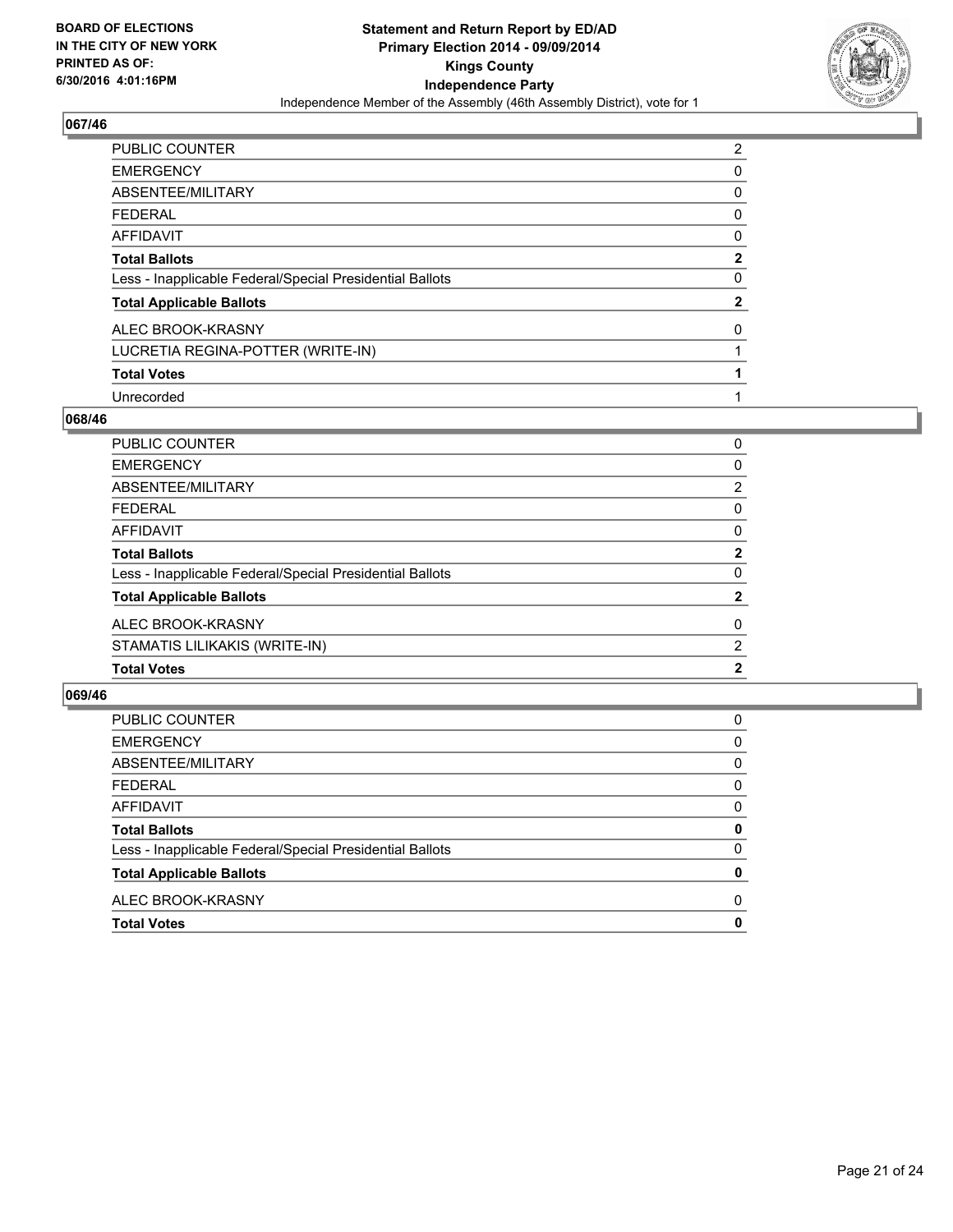BOARD OF ELECTIONS
IN THE CITY OF NEW YORK
PRINTED AS OF:
6/30/2016 4:01:16PM

**Statement and Return Report by ED/AD**
**Primary Election 2014 - 09/09/2014**
**Kings County**
**Independence Party**
Independence Member of the Assembly (46th Assembly District), vote for 1

## 067/46

| | |
|---|---|
| PUBLIC COUNTER | 2 |
| EMERGENCY | 0 |
| ABSENTEE/MILITARY | 0 |
| FEDERAL | 0 |
| AFFIDAVIT | 0 |
| **Total Ballots** | **2** |
| Less - Inapplicable Federal/Special Presidential Ballots | 0 |
| **Total Applicable Ballots** | **2** |
| ALEC BROOK-KRASNY | 0 |
| LUCRETIA REGINA-POTTER (WRITE-IN) | 1 |
| **Total Votes** | **1** |
| Unrecorded | 1 |

## 068/46

| | |
|---|---|
| PUBLIC COUNTER | 0 |
| EMERGENCY | 0 |
| ABSENTEE/MILITARY | 2 |
| FEDERAL | 0 |
| AFFIDAVIT | 0 |
| **Total Ballots** | **2** |
| Less - Inapplicable Federal/Special Presidential Ballots | 0 |
| **Total Applicable Ballots** | **2** |
| ALEC BROOK-KRASNY | 0 |
| STAMATIS LILIKAKIS (WRITE-IN) | 2 |
| **Total Votes** | **2** |

## 069/46

| | |
|---|---|
| PUBLIC COUNTER | 0 |
| EMERGENCY | 0 |
| ABSENTEE/MILITARY | 0 |
| FEDERAL | 0 |
| AFFIDAVIT | 0 |
| **Total Ballots** | **0** |
| Less - Inapplicable Federal/Special Presidential Ballots | 0 |
| **Total Applicable Ballots** | **0** |
| ALEC BROOK-KRASNY | 0 |
| **Total Votes** | **0** |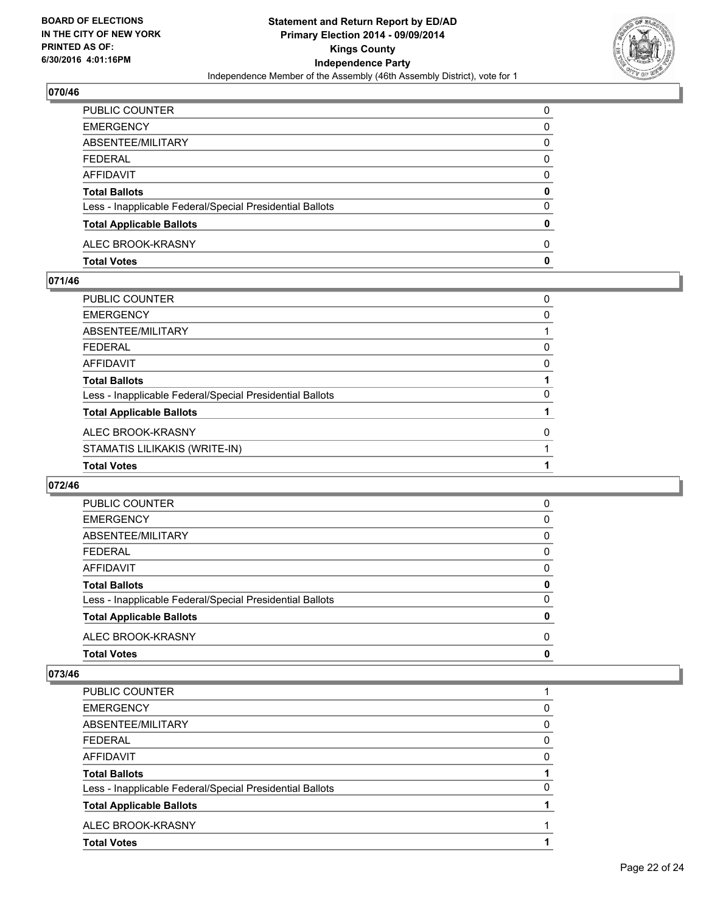## 070/46

| | |
|---|---|
| PUBLIC COUNTER | 0 |
| EMERGENCY | 0 |
| ABSENTEE/MILITARY | 0 |
| FEDERAL | 0 |
| AFFIDAVIT | 0 |
| **Total Ballots** | **0** |
| Less - Inapplicable Federal/Special Presidential Ballots | 0 |
| **Total Applicable Ballots** | **0** |
| ALEC BROOK-KRASNY | 0 |
| **Total Votes** | **0** |

## 071/46

| | |
|---|---|
| PUBLIC COUNTER | 0 |
| EMERGENCY | 0 |
| ABSENTEE/MILITARY | 1 |
| FEDERAL | 0 |
| AFFIDAVIT | 0 |
| **Total Ballots** | **1** |
| Less - Inapplicable Federal/Special Presidential Ballots | 0 |
| **Total Applicable Ballots** | **1** |
| ALEC BROOK-KRASNY | 0 |
| STAMATIS LILIKAKIS (WRITE-IN) | 1 |
| **Total Votes** | **1** |

## 072/46

| | |
|---|---|
| PUBLIC COUNTER | 0 |
| EMERGENCY | 0 |
| ABSENTEE/MILITARY | 0 |
| FEDERAL | 0 |
| AFFIDAVIT | 0 |
| **Total Ballots** | **0** |
| Less - Inapplicable Federal/Special Presidential Ballots | 0 |
| **Total Applicable Ballots** | **0** |
| ALEC BROOK-KRASNY | 0 |
| **Total Votes** | **0** |

## 073/46

| | |
|---|---|
| PUBLIC COUNTER | 1 |
| EMERGENCY | 0 |
| ABSENTEE/MILITARY | 0 |
| FEDERAL | 0 |
| AFFIDAVIT | 0 |
| **Total Ballots** | **1** |
| Less - Inapplicable Federal/Special Presidential Ballots | 0 |
| **Total Applicable Ballots** | **1** |
| ALEC BROOK-KRASNY | 1 |
| **Total Votes** | **1** |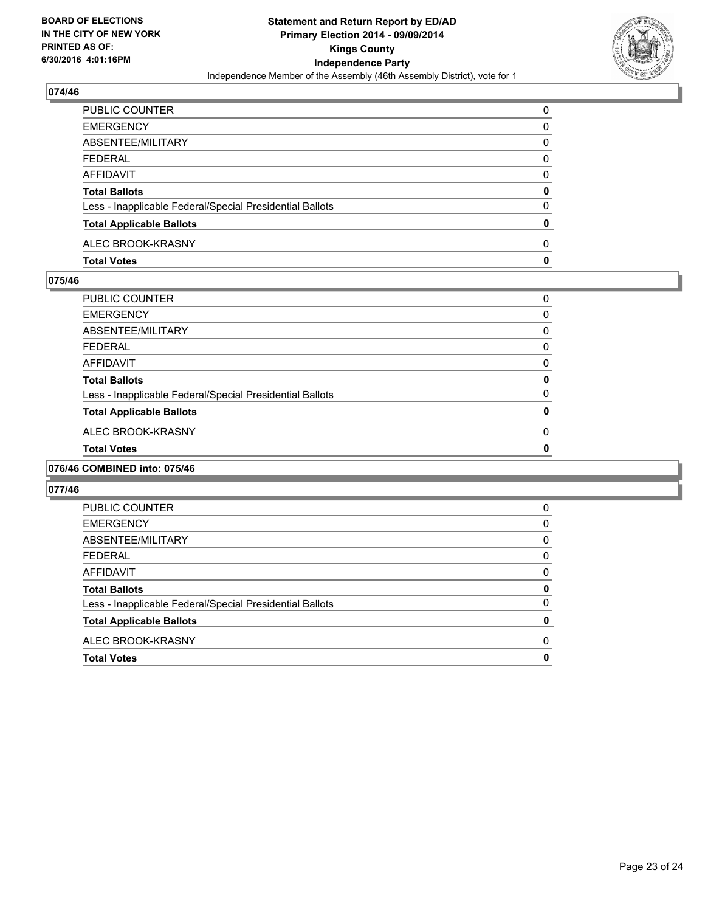**BOARD OF ELECTIONS IN THE CITY OF NEW YORK PRINTED AS OF: 6/30/2016 4:01:16PM**

**Statement and Return Report by ED/AD**
**Primary Election 2014 - 09/09/2014**
**Kings County**
**Independence Party**
Independence Member of the Assembly (46th Assembly District), vote for 1

## 074/46

| | |
|---|---|
| PUBLIC COUNTER | 0 |
| EMERGENCY | 0 |
| ABSENTEE/MILITARY | 0 |
| FEDERAL | 0 |
| AFFIDAVIT | 0 |
| **Total Ballots** | **0** |
| Less - Inapplicable Federal/Special Presidential Ballots | 0 |
| **Total Applicable Ballots** | **0** |
| ALEC BROOK-KRASNY | 0 |
| **Total Votes** | **0** |

## 075/46

| | |
|---|---|
| PUBLIC COUNTER | 0 |
| EMERGENCY | 0 |
| ABSENTEE/MILITARY | 0 |
| FEDERAL | 0 |
| AFFIDAVIT | 0 |
| **Total Ballots** | **0** |
| Less - Inapplicable Federal/Special Presidential Ballots | 0 |
| **Total Applicable Ballots** | **0** |
| ALEC BROOK-KRASNY | 0 |
| **Total Votes** | **0** |

## 076/46 COMBINED into: 075/46

## 077/46

| | |
|---|---|
| PUBLIC COUNTER | 0 |
| EMERGENCY | 0 |
| ABSENTEE/MILITARY | 0 |
| FEDERAL | 0 |
| AFFIDAVIT | 0 |
| **Total Ballots** | **0** |
| Less - Inapplicable Federal/Special Presidential Ballots | 0 |
| **Total Applicable Ballots** | **0** |
| ALEC BROOK-KRASNY | 0 |
| **Total Votes** | **0** |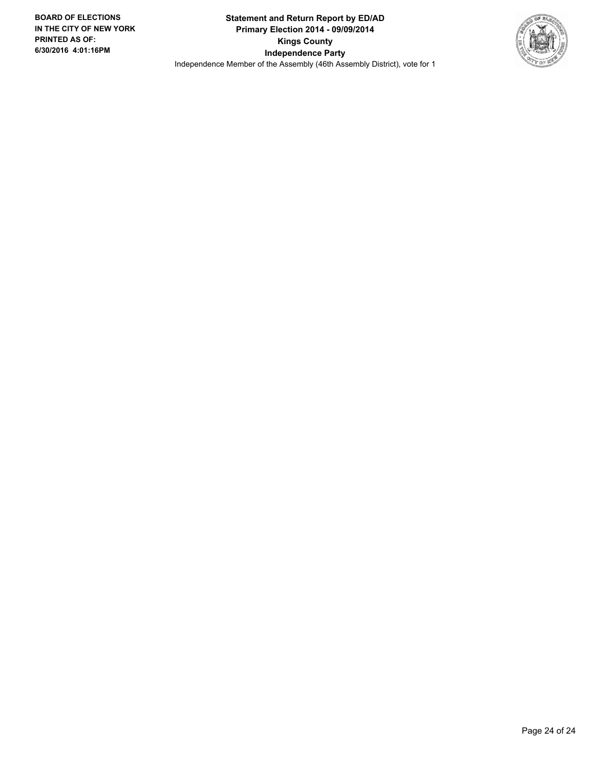**BOARD OF ELECTIONS**
**IN THE CITY OF NEW YORK**
**PRINTED AS OF:**
**6/30/2016 4:01:16PM**

**Statement and Return Report by ED/AD**
**Primary Election 2014 - 09/09/2014**
**Kings County**
**Independence Party**
Independence Member of the Assembly (46th Assembly District), vote for 1